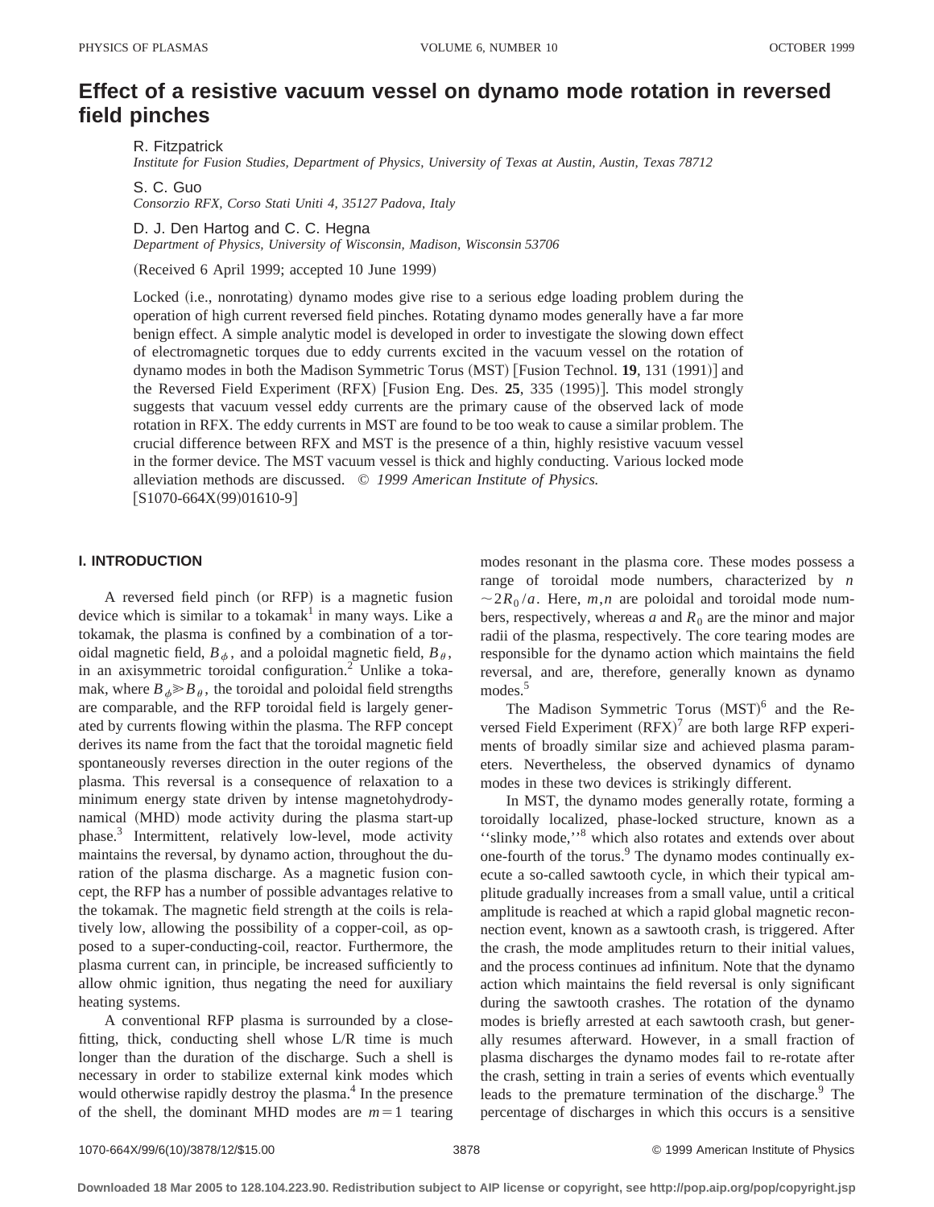# Effect of a resistive vacuum vessel on dynamo mode rotation in reversed field pinches

R. Fitzpatrick
*Institute for Fusion Studies, Department of Physics, University of Texas at Austin, Austin, Texas 78712*

S. C. Guo
*Consorzio RFX, Corso Stati Uniti 4, 35127 Padova, Italy*

D. J. Den Hartog and C. C. Hegna
*Department of Physics, University of Wisconsin, Madison, Wisconsin 53706*

(Received 6 April 1999; accepted 10 June 1999)

Locked (i.e., nonrotating) dynamo modes give rise to a serious edge loading problem during the operation of high current reversed field pinches. Rotating dynamo modes generally have a far more benign effect. A simple analytic model is developed in order to investigate the slowing down effect of electromagnetic torques due to eddy currents excited in the vacuum vessel on the rotation of dynamo modes in both the Madison Symmetric Torus (MST) [Fusion Technol. **19**, 131 (1991)] and the Reversed Field Experiment (RFX) [Fusion Eng. Des. **25**, 335 (1995)]. This model strongly suggests that vacuum vessel eddy currents are the primary cause of the observed lack of mode rotation in RFX. The eddy currents in MST are found to be too weak to cause a similar problem. The crucial difference between RFX and MST is the presence of a thin, highly resistive vacuum vessel in the former device. The MST vacuum vessel is thick and highly conducting. Various locked mode alleviation methods are discussed. © *1999 American Institute of Physics.* [S1070-664X(99)01610-9]

## I. INTRODUCTION

A reversed field pinch (or RFP) is a magnetic fusion device which is similar to a tokamak[1] in many ways. Like a tokamak, the plasma is confined by a combination of a toroidal magnetic field, $B_\phi$, and a poloidal magnetic field, $B_\theta$, in an axisymmetric toroidal configuration.[2] Unlike a tokamak, where $B_\phi \gg B_\theta$, the toroidal and poloidal field strengths are comparable, and the RFP toroidal field is largely generated by currents flowing within the plasma. The RFP concept derives its name from the fact that the toroidal magnetic field spontaneously reverses direction in the outer regions of the plasma. This reversal is a consequence of relaxation to a minimum energy state driven by intense magnetohydrodynamical (MHD) mode activity during the plasma start-up phase.[3] Intermittent, relatively low-level, mode activity maintains the reversal, by dynamo action, throughout the duration of the plasma discharge. As a magnetic fusion concept, the RFP has a number of possible advantages relative to the tokamak. The magnetic field strength at the coils is relatively low, allowing the possibility of a copper-coil, as opposed to a super-conducting-coil, reactor. Furthermore, the plasma current can, in principle, be increased sufficiently to allow ohmic ignition, thus negating the need for auxiliary heating systems.

A conventional RFP plasma is surrounded by a close-fitting, thick, conducting shell whose L/R time is much longer than the duration of the discharge. Such a shell is necessary in order to stabilize external kink modes which would otherwise rapidly destroy the plasma.[4] In the presence of the shell, the dominant MHD modes are $m=1$ tearing modes resonant in the plasma core. These modes possess a range of toroidal mode numbers, characterized by $n \sim 2R_0/a$. Here, $m,n$ are poloidal and toroidal mode numbers, respectively, whereas $a$ and $R_0$ are the minor and major radii of the plasma, respectively. The core tearing modes are responsible for the dynamo action which maintains the field reversal, and are, therefore, generally known as dynamo modes.[5]

The Madison Symmetric Torus (MST)[6] and the Reversed Field Experiment (RFX)[7] are both large RFP experiments of broadly similar size and achieved plasma parameters. Nevertheless, the observed dynamics of dynamo modes in these two devices is strikingly different.

In MST, the dynamo modes generally rotate, forming a toroidally localized, phase-locked structure, known as a "slinky mode,"[8] which also rotates and extends over about one-fourth of the torus.[9] The dynamo modes continually execute a so-called sawtooth cycle, in which their typical amplitude gradually increases from a small value, until a critical amplitude is reached at which a rapid global magnetic reconnection event, known as a sawtooth crash, is triggered. After the crash, the mode amplitudes return to their initial values, and the process continues ad infinitum. Note that the dynamo action which maintains the field reversal is only significant during the sawtooth crashes. The rotation of the dynamo modes is briefly arrested at each sawtooth crash, but generally resumes afterward. However, in a small fraction of plasma discharges the dynamo modes fail to re-rotate after the crash, setting in train a series of events which eventually leads to the premature termination of the discharge.[9] The percentage of discharges in which this occurs is a sensitive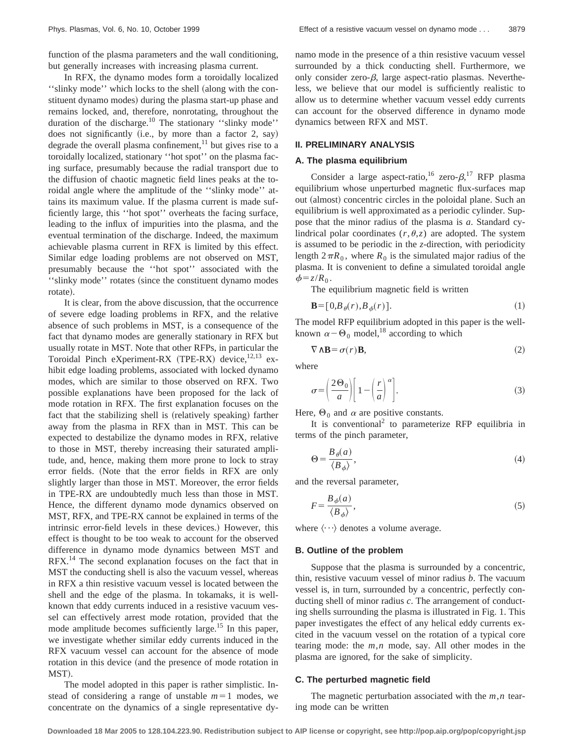function of the plasma parameters and the wall conditioning, but generally increases with increasing plasma current.

In RFX, the dynamo modes form a toroidally localized ''slinky mode'' which locks to the shell (along with the constituent dynamo modes) during the plasma start-up phase and remains locked, and, therefore, nonrotating, throughout the duration of the discharge.[10] The stationary ''slinky mode'' does not significantly (i.e., by more than a factor 2, say) degrade the overall plasma confinement,[11] but gives rise to a toroidally localized, stationary ''hot spot'' on the plasma facing surface, presumably because the radial transport due to the diffusion of chaotic magnetic field lines peaks at the toroidal angle where the amplitude of the ''slinky mode'' attains its maximum value. If the plasma current is made sufficiently large, this ''hot spot'' overheats the facing surface, leading to the influx of impurities into the plasma, and the eventual termination of the discharge. Indeed, the maximum achievable plasma current in RFX is limited by this effect. Similar edge loading problems are not observed on MST, presumably because the ''hot spot'' associated with the ''slinky mode'' rotates (since the constituent dynamo modes rotate).

It is clear, from the above discussion, that the occurrence of severe edge loading problems in RFX, and the relative absence of such problems in MST, is a consequence of the fact that dynamo modes are generally stationary in RFX but usually rotate in MST. Note that other RFPs, in particular the Toroidal Pinch eXperiment-RX (TPE-RX) device,[12,13] exhibit edge loading problems, associated with locked dynamo modes, which are similar to those observed on RFX. Two possible explanations have been proposed for the lack of mode rotation in RFX. The first explanation focuses on the fact that the stabilizing shell is (relatively speaking) farther away from the plasma in RFX than in MST. This can be expected to destabilize the dynamo modes in RFX, relative to those in MST, thereby increasing their saturated amplitude, and, hence, making them more prone to lock to stray error fields. (Note that the error fields in RFX are only slightly larger than those in MST. Moreover, the error fields in TPE-RX are undoubtedly much less than those in MST. Hence, the different dynamo mode dynamics observed on MST, RFX, and TPE-RX cannot be explained in terms of the intrinsic error-field levels in these devices.) However, this effect is thought to be too weak to account for the observed difference in dynamo mode dynamics between MST and RFX.[14] The second explanation focuses on the fact that in MST the conducting shell is also the vacuum vessel, whereas in RFX a thin resistive vacuum vessel is located between the shell and the edge of the plasma. In tokamaks, it is well-known that eddy currents induced in a resistive vacuum vessel can effectively arrest mode rotation, provided that the mode amplitude becomes sufficiently large.[15] In this paper, we investigate whether similar eddy currents induced in the RFX vacuum vessel can account for the absence of mode rotation in this device (and the presence of mode rotation in MST).

The model adopted in this paper is rather simplistic. Instead of considering a range of unstable $m=1$ modes, we concentrate on the dynamics of a single representative dynamo mode in the presence of a thin resistive vacuum vessel surrounded by a thick conducting shell. Furthermore, we only consider zero-$\beta$, large aspect-ratio plasmas. Nevertheless, we believe that our model is sufficiently realistic to allow us to determine whether vacuum vessel eddy currents can account for the observed difference in dynamo mode dynamics between RFX and MST.

## II. PRELIMINARY ANALYSIS

### A. The plasma equilibrium

Consider a large aspect-ratio,[16] zero-$\beta$,[17] RFP plasma equilibrium whose unperturbed magnetic flux-surfaces map out (almost) concentric circles in the poloidal plane. Such an equilibrium is well approximated as a periodic cylinder. Suppose that the minor radius of the plasma is $a$. Standard cylindrical polar coordinates $(r,\theta,z)$ are adopted. The system is assumed to be periodic in the $z$-direction, with periodicity length $2\pi R_0$, where $R_0$ is the simulated major radius of the plasma. It is convenient to define a simulated toroidal angle $\phi = z/R_0$.

The equilibrium magnetic field is written

$$\mathbf{B} = [0, B_\theta(r), B_\phi(r)]. \tag{1}$$

The model RFP equilibrium adopted in this paper is the well-known $\alpha - \Theta_0$ model,[18] according to which

$$\nabla \wedge \mathbf{B} = \sigma(r)\mathbf{B}, \tag{2}$$

where

$$\sigma = \left(\frac{2\Theta_0}{a}\right)\left[1 - \left(\frac{r}{a}\right)^\alpha\right]. \tag{3}$$

Here, $\Theta_0$ and $\alpha$ are positive constants.

It is conventional[2] to parameterize RFP equilibria in terms of the pinch parameter,

$$\Theta = \frac{B_\theta(a)}{\langle B_\phi \rangle}, \tag{4}$$

and the reversal parameter,

$$F = \frac{B_\phi(a)}{\langle B_\phi \rangle}, \tag{5}$$

where $\langle \cdots \rangle$ denotes a volume average.

### B. Outline of the problem

Suppose that the plasma is surrounded by a concentric, thin, resistive vacuum vessel of minor radius $b$. The vacuum vessel is, in turn, surrounded by a concentric, perfectly conducting shell of minor radius $c$. The arrangement of conducting shells surrounding the plasma is illustrated in Fig. 1. This paper investigates the effect of any helical eddy currents excited in the vacuum vessel on the rotation of a typical core tearing mode: the $m,n$ mode, say. All other modes in the plasma are ignored, for the sake of simplicity.

### C. The perturbed magnetic field

The magnetic perturbation associated with the $m,n$ tearing mode can be written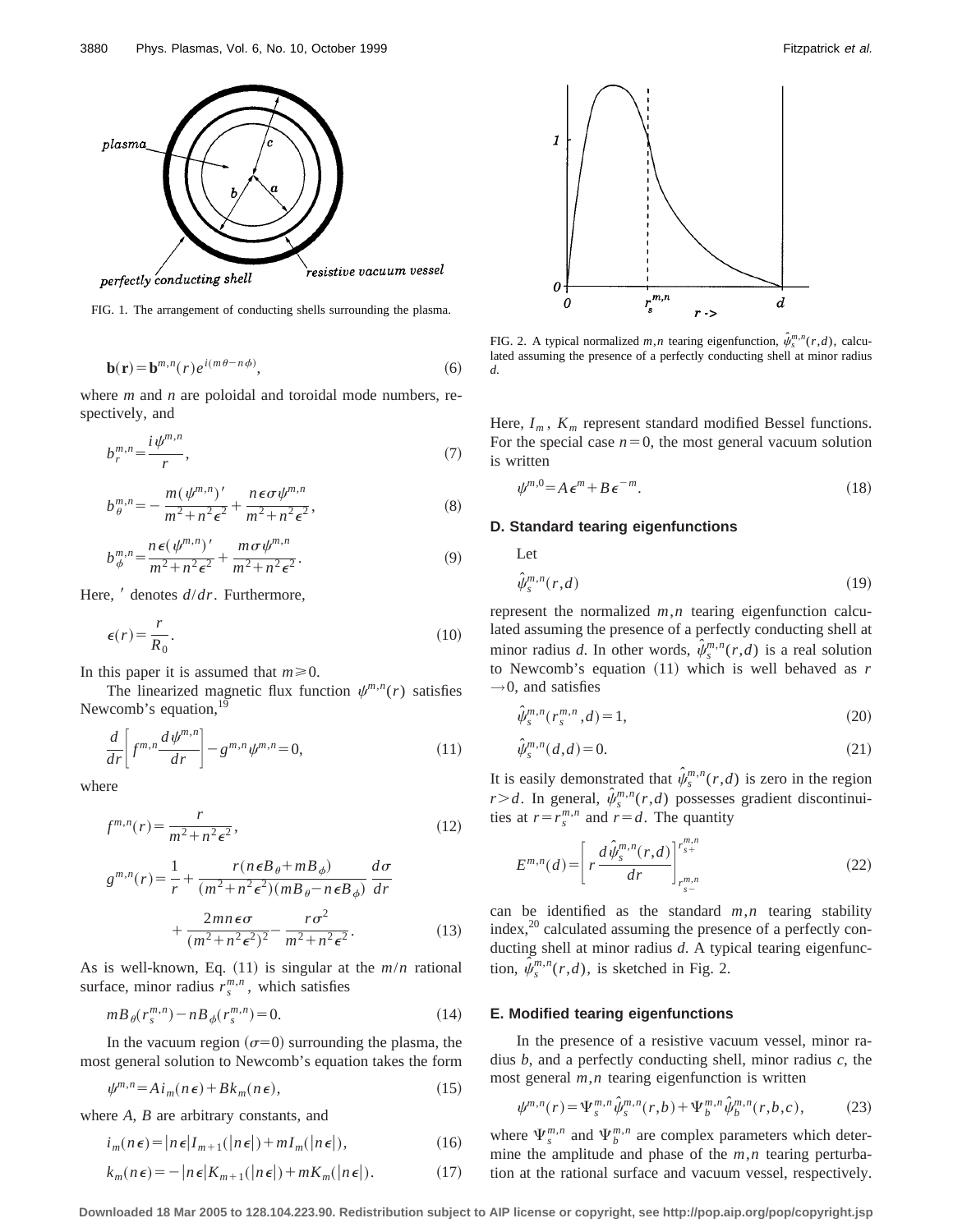FIG. 1. The arrangement of conducting shells surrounding the plasma.

$$\mathbf{b}(\mathbf{r}) = \mathbf{b}^{m,n}(r) e^{i(m\theta - n\phi)}, \tag{6}$$

where $m$ and $n$ are poloidal and toroidal mode numbers, respectively, and

$$b_r^{m,n} = \frac{i\psi^{m,n}}{r}, \tag{7}$$

$$b_\theta^{m,n} = -\frac{m(\psi^{m,n})'}{m^2+n^2\epsilon^2} + \frac{n\epsilon\sigma\psi^{m,n}}{m^2+n^2\epsilon^2}, \tag{8}$$

$$b_\phi^{m,n} = \frac{n\epsilon(\psi^{m,n})'}{m^2+n^2\epsilon^2} + \frac{m\sigma\psi^{m,n}}{m^2+n^2\epsilon^2}. \tag{9}$$

Here, $'$ denotes $d/dr$. Furthermore,

$$\epsilon(r) = \frac{r}{R_0}. \tag{10}$$

In this paper it is assumed that $m \geq 0$.

The linearized magnetic flux function $\psi^{m,n}(r)$ satisfies Newcomb's equation,[19]

$$\frac{d}{dr}\left[f^{m,n}\frac{d\psi^{m,n}}{dr}\right] - g^{m,n}\psi^{m,n} = 0, \tag{11}$$

where

$$f^{m,n}(r) = \frac{r}{m^2+n^2\epsilon^2}, \tag{12}$$

$$g^{m,n}(r) = \frac{1}{r} + \frac{r(n\epsilon B_\theta + mB_\phi)}{(m^2+n^2\epsilon^2)(mB_\theta - n\epsilon B_\phi)}\frac{d\sigma}{dr} + \frac{2mn\epsilon\sigma}{(m^2+n^2\epsilon^2)^2} - \frac{r\sigma^2}{m^2+n^2\epsilon^2}. \tag{13}$$

As is well-known, Eq. (11) is singular at the $m/n$ rational surface, minor radius $r_s^{m,n}$, which satisfies

$$mB_\theta(r_s^{m,n}) - nB_\phi(r_s^{m,n}) = 0. \tag{14}$$

In the vacuum region ($\sigma=0$) surrounding the plasma, the most general solution to Newcomb's equation takes the form

$$\psi^{m,n} = A i_m(n\epsilon) + B k_m(n\epsilon), \tag{15}$$

where $A$, $B$ are arbitrary constants, and

$$i_m(n\epsilon) = |n\epsilon| I_{m+1}(|n\epsilon|) + m I_m(|n\epsilon|), \tag{16}$$

$$k_m(n\epsilon) = -|n\epsilon| K_{m+1}(|n\epsilon|) + m K_m(|n\epsilon|). \tag{17}$$

FIG. 2. A typical normalized $m,n$ tearing eigenfunction, $\hat{\psi}_s^{m,n}(r,d)$, calculated assuming the presence of a perfectly conducting shell at minor radius $d$.

Here, $I_m$, $K_m$ represent standard modified Bessel functions. For the special case $n=0$, the most general vacuum solution is written

$$\psi^{m,0} = A\epsilon^m + B\epsilon^{-m}. \tag{18}$$

### D. Standard tearing eigenfunctions

Let

$$\hat{\psi}_s^{m,n}(r,d) \tag{19}$$

represent the normalized $m,n$ tearing eigenfunction calculated assuming the presence of a perfectly conducting shell at minor radius $d$. In other words, $\hat{\psi}_s^{m,n}(r,d)$ is a real solution to Newcomb's equation (11) which is well behaved as $r \to 0$, and satisfies

$$\hat{\psi}_s^{m,n}(r_s^{m,n},d) = 1, \tag{20}$$

$$\hat{\psi}_s^{m,n}(d,d) = 0. \tag{21}$$

It is easily demonstrated that $\hat{\psi}_s^{m,n}(r,d)$ is zero in the region $r > d$. In general, $\hat{\psi}_s^{m,n}(r,d)$ possesses gradient discontinuities at $r = r_s^{m,n}$ and $r = d$. The quantity

$$E^{m,n}(d) = \left[r\frac{d\hat{\psi}_s^{m,n}(r,d)}{dr}\right]_{r_{s-}^{m,n}}^{r_{s+}^{m,n}} \tag{22}$$

can be identified as the standard $m,n$ tearing stability index,[20] calculated assuming the presence of a perfectly conducting shell at minor radius $d$. A typical tearing eigenfunction, $\hat{\psi}_s^{m,n}(r,d)$, is sketched in Fig. 2.

### E. Modified tearing eigenfunctions

In the presence of a resistive vacuum vessel, minor radius $b$, and a perfectly conducting shell, minor radius $c$, the most general $m,n$ tearing eigenfunction is written

$$\psi^{m,n}(r) = \Psi_s^{m,n}\hat{\psi}_s^{m,n}(r,b) + \Psi_b^{m,n}\hat{\psi}_b^{m,n}(r,b,c), \tag{23}$$

where $\Psi_s^{m,n}$ and $\Psi_b^{m,n}$ are complex parameters which determine the amplitude and phase of the $m,n$ tearing perturbation at the rational surface and vacuum vessel, respectively.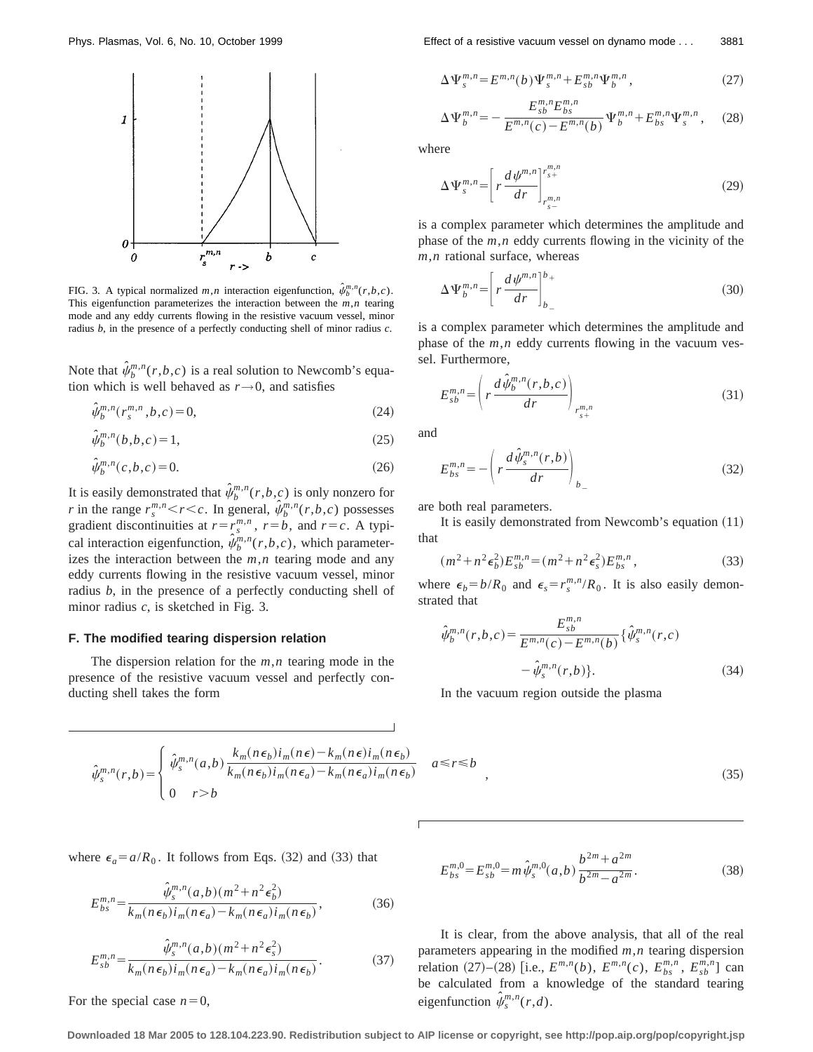FIG. 3. A typical normalized $m,n$ interaction eigenfunction, $\hat{\psi}_b^{m,n}(r,b,c)$. This eigenfunction parameterizes the interaction between the $m,n$ tearing mode and any eddy currents flowing in the resistive vacuum vessel, minor radius $b$, in the presence of a perfectly conducting shell of minor radius $c$.

Note that $\hat{\psi}_b^{m,n}(r,b,c)$ is a real solution to Newcomb's equation which is well behaved as $r\to 0$, and satisfies

$$\hat{\psi}_b^{m,n}(r_s^{m,n},b,c)=0, \tag{24}$$

$$\hat{\psi}_b^{m,n}(b,b,c)=1, \tag{25}$$

$$\hat{\psi}_b^{m,n}(c,b,c)=0. \tag{26}$$

It is easily demonstrated that $\hat{\psi}_b^{m,n}(r,b,c)$ is only nonzero for $r$ in the range $r_s^{m,n}<r<c$. In general, $\hat{\psi}_b^{m,n}(r,b,c)$ possesses gradient discontinuities at $r=r_s^{m,n}$, $r=b$, and $r=c$. A typical interaction eigenfunction, $\hat{\psi}_b^{m,n}(r,b,c)$, which parameterizes the interaction between the $m,n$ tearing mode and any eddy currents flowing in the resistive vacuum vessel, minor radius $b$, in the presence of a perfectly conducting shell of minor radius $c$, is sketched in Fig. 3.

### F. The modified tearing dispersion relation

The dispersion relation for the $m,n$ tearing mode in the presence of the resistive vacuum vessel and perfectly conducting shell takes the form

$$\Delta\Psi_s^{m,n}=E^{m,n}(b)\Psi_s^{m,n}+E_{sb}^{m,n}\Psi_b^{m,n}, \tag{27}$$

$$\Delta\Psi_b^{m,n}=-\frac{E_{sb}^{m,n}E_{bs}^{m,n}}{E^{m,n}(c)-E^{m,n}(b)}\Psi_b^{m,n}+E_{bs}^{m,n}\Psi_s^{m,n}, \tag{28}$$

where

$$\Delta\Psi_s^{m,n}=\left[r\frac{d\psi^{m,n}}{dr}\right]_{r_{s-}^{m,n}}^{r_{s+}^{m,n}} \tag{29}$$

is a complex parameter which determines the amplitude and phase of the $m,n$ eddy currents flowing in the vicinity of the $m,n$ rational surface, whereas

$$\Delta\Psi_b^{m,n}=\left[r\frac{d\psi^{m,n}}{dr}\right]_{b_-}^{b_+} \tag{30}$$

is a complex parameter which determines the amplitude and phase of the $m,n$ eddy currents flowing in the vacuum vessel. Furthermore,

$$E_{sb}^{m,n}=\left(r\frac{d\hat{\psi}_b^{m,n}(r,b,c)}{dr}\right)_{r_{s+}^{m,n}} \tag{31}$$

and

$$E_{bs}^{m,n}=-\left(r\frac{d\hat{\psi}_s^{m,n}(r,b)}{dr}\right)_{b_-} \tag{32}$$

are both real parameters.

It is easily demonstrated from Newcomb's equation (11) that

$$(m^2+n^2\epsilon_b^2)E_{sb}^{m,n}=(m^2+n^2\epsilon_s^2)E_{bs}^{m,n}, \tag{33}$$

where $\epsilon_b=b/R_0$ and $\epsilon_s=r_s^{m,n}/R_0$. It is also easily demonstrated that

$$\hat{\psi}_b^{m,n}(r,b,c)=\frac{E_{sb}^{m,n}}{E^{m,n}(c)-E^{m,n}(b)}\{\hat{\psi}_s^{m,n}(r,c)-\hat{\psi}_s^{m,n}(r,b)\}. \tag{34}$$

In the vacuum region outside the plasma

$$\hat{\psi}_s^{m,n}(r,b)=\begin{cases}\hat{\psi}_s^{m,n}(a,b)\,\dfrac{k_m(n\epsilon_b)i_m(n\epsilon)-k_m(n\epsilon)i_m(n\epsilon_b)}{k_m(n\epsilon_b)i_m(n\epsilon_a)-k_m(n\epsilon_a)i_m(n\epsilon_b)} & a\leqslant r\leqslant b\\ 0 & r>b\end{cases}, \tag{35}$$

where $\epsilon_a=a/R_0$. It follows from Eqs. (32) and (33) that

$$E_{bs}^{m,n}=\frac{\hat{\psi}_s^{m,n}(a,b)(m^2+n^2\epsilon_b^2)}{k_m(n\epsilon_b)i_m(n\epsilon_a)-k_m(n\epsilon_a)i_m(n\epsilon_b)}, \tag{36}$$

$$E_{sb}^{m,n}=\frac{\hat{\psi}_s^{m,n}(a,b)(m^2+n^2\epsilon_s^2)}{k_m(n\epsilon_b)i_m(n\epsilon_a)-k_m(n\epsilon_a)i_m(n\epsilon_b)}. \tag{37}$$

For the special case $n=0$,

$$E_{bs}^{m,0}=E_{sb}^{m,0}=m\,\hat{\psi}_s^{m,0}(a,b)\,\frac{b^{2m}+a^{2m}}{b^{2m}-a^{2m}}. \tag{38}$$

It is clear, from the above analysis, that all of the real parameters appearing in the modified $m,n$ tearing dispersion relation (27)–(28) [i.e., $E^{m,n}(b)$, $E^{m,n}(c)$, $E_{bs}^{m,n}$, $E_{sb}^{m,n}$] can be calculated from a knowledge of the standard tearing eigenfunction $\hat{\psi}_s^{m,n}(r,d)$.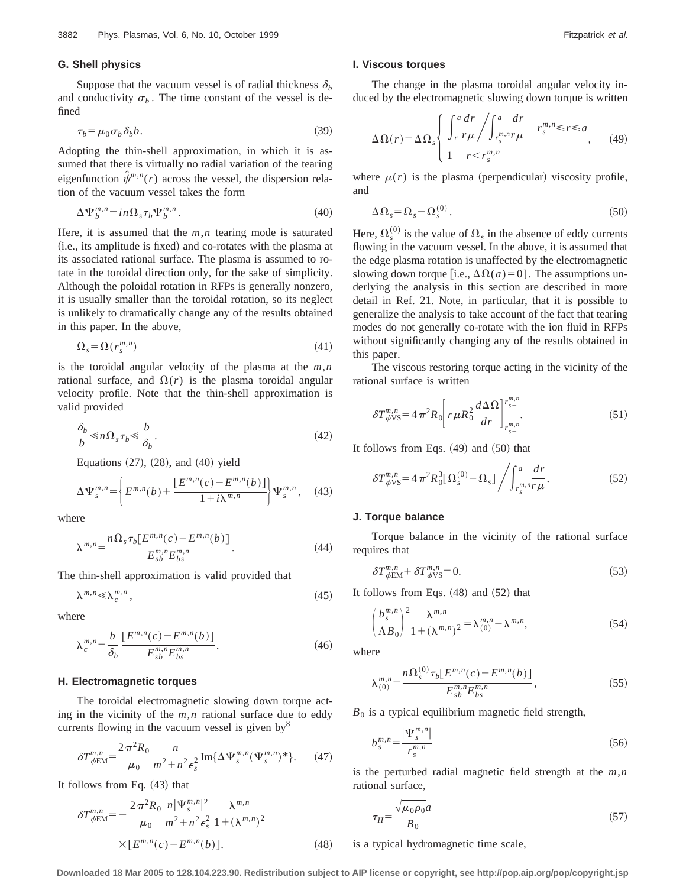### G. Shell physics

Suppose that the vacuum vessel is of radial thickness $\delta_b$ and conductivity $\sigma_b$. The time constant of the vessel is defined

$$\tau_b = \mu_0 \sigma_b \delta_b b. \tag{39}$$

Adopting the thin-shell approximation, in which it is assumed that there is virtually no radial variation of the tearing eigenfunction $\hat{\psi}^{m,n}(r)$ across the vessel, the dispersion relation of the vacuum vessel takes the form

$$\Delta \Psi_b^{m,n} = i n \Omega_s \tau_b \Psi_b^{m,n}. \tag{40}$$

Here, it is assumed that the $m,n$ tearing mode is saturated (i.e., its amplitude is fixed) and co-rotates with the plasma at its associated rational surface. The plasma is assumed to rotate in the toroidal direction only, for the sake of simplicity. Although the poloidal rotation in RFPs is generally nonzero, it is usually smaller than the toroidal rotation, so its neglect is unlikely to dramatically change any of the results obtained in this paper. In the above,

$$\Omega_s = \Omega(r_s^{m,n}) \tag{41}$$

is the toroidal angular velocity of the plasma at the $m,n$ rational surface, and $\Omega(r)$ is the plasma toroidal angular velocity profile. Note that the thin-shell approximation is valid provided

$$\frac{\delta_b}{b} \ll n \Omega_s \tau_b \ll \frac{b}{\delta_b}. \tag{42}$$

Equations (27), (28), and (40) yield

$$\Delta \Psi_s^{m,n} = \left\{ E^{m,n}(b) + \frac{[E^{m,n}(c) - E^{m,n}(b)]}{1 + i \lambda^{m,n}} \right\} \Psi_s^{m,n}, \tag{43}$$

where

$$\lambda^{m,n} = \frac{n \Omega_s \tau_b [E^{m,n}(c) - E^{m,n}(b)]}{E_{sb}^{m,n} E_{bs}^{m,n}}. \tag{44}$$

The thin-shell approximation is valid provided that

$$\lambda^{m,n} \ll \lambda_c^{m,n}, \tag{45}$$

where

$$\lambda_c^{m,n} = \frac{b}{\delta_b} \frac{[E^{m,n}(c) - E^{m,n}(b)]}{E_{sb}^{m,n} E_{bs}^{m,n}}. \tag{46}$$

### H. Electromagnetic torques

The toroidal electromagnetic slowing down torque acting in the vicinity of the $m,n$ rational surface due to eddy currents flowing in the vacuum vessel is given by[8]

$$\delta T_{\phi \mathrm{EM}}^{m,n} = \frac{2\pi^2 R_0}{\mu_0} \frac{n}{m^2 + n^2 \epsilon_s^2} \mathrm{Im}\{\Delta \Psi_s^{m,n} (\Psi_s^{m,n})^*\}. \tag{47}$$

It follows from Eq. (43) that

$$\delta T_{\phi \mathrm{EM}}^{m,n} = -\frac{2\pi^2 R_0}{\mu_0} \frac{n |\Psi_s^{m,n}|^2}{m^2 + n^2 \epsilon_s^2} \frac{\lambda^{m,n}}{1 + (\lambda^{m,n})^2} \times [E^{m,n}(c) - E^{m,n}(b)]. \tag{48}$$

### I. Viscous torques

The change in the plasma toroidal angular velocity induced by the electromagnetic slowing down torque is written

$$\Delta \Omega(r) = \Delta \Omega_s \begin{cases} \displaystyle\int_r^a \frac{dr}{r\mu} \Big/ \int_{r_s^{m,n}}^a \frac{dr}{r\mu} & r_s^{m,n} \leqslant r \leqslant a \\ 1 & r < r_s^{m,n} \end{cases}, \tag{49}$$

where $\mu(r)$ is the plasma (perpendicular) viscosity profile, and

$$\Delta \Omega_s = \Omega_s - \Omega_s^{(0)}. \tag{50}$$

Here, $\Omega_s^{(0)}$ is the value of $\Omega_s$ in the absence of eddy currents flowing in the vacuum vessel. In the above, it is assumed that the edge plasma rotation is unaffected by the electromagnetic slowing down torque [i.e., $\Delta\Omega(a) = 0$]. The assumptions underlying the analysis in this section are described in more detail in Ref. 21. Note, in particular, that it is possible to generalize the analysis to take account of the fact that tearing modes do not generally co-rotate with the ion fluid in RFPs without significantly changing any of the results obtained in this paper.

The viscous restoring torque acting in the vicinity of the rational surface is written

$$\delta T_{\phi \mathrm{VS}}^{m,n} = 4\pi^2 R_0 \left[ r \mu R_0^2 \frac{d\Delta\Omega}{dr} \right]_{r_{s-}^{m,n}}^{r_{s+}^{m,n}}. \tag{51}$$

It follows from Eqs. (49) and (50) that

$$\delta T_{\phi \mathrm{VS}}^{m,n} = 4\pi^2 R_0^3 [\Omega_s^{(0)} - \Omega_s] \Big/ \int_{r_s^{m,n}}^a \frac{dr}{r\mu}. \tag{52}$$

### J. Torque balance

Torque balance in the vicinity of the rational surface requires that

$$\delta T_{\phi \mathrm{EM}}^{m,n} + \delta T_{\phi \mathrm{VS}}^{m,n} = 0. \tag{53}$$

It follows from Eqs. (48) and (52) that

$$\left( \frac{b_s^{m,n}}{\Lambda B_0} \right)^2 \frac{\lambda^{m,n}}{1 + (\lambda^{m,n})^2} = \lambda_{(0)}^{m,n} - \lambda^{m,n}, \tag{54}$$

where

$$\lambda_{(0)}^{m,n} = \frac{n \Omega_s^{(0)} \tau_b [E^{m,n}(c) - E^{m,n}(b)]}{E_{sb}^{m,n} E_{bs}^{m,n}}, \tag{55}$$

$B_0$ is a typical equilibrium magnetic field strength,

$$b_s^{m,n} = \frac{|\Psi_s^{m,n}|}{r_s^{m,n}} \tag{56}$$

is the perturbed radial magnetic field strength at the $m,n$ rational surface,

$$\tau_H = \frac{\sqrt{\mu_0 \rho_0} a}{B_0} \tag{57}$$

is a typical hydromagnetic time scale,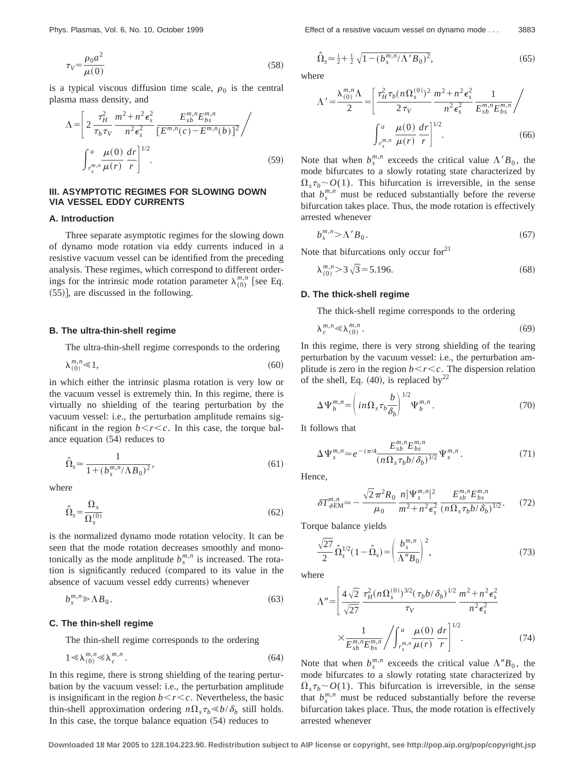$$\tau_V = \frac{\rho_0 a^2}{\mu(0)} \tag{58}$$

is a typical viscous diffusion time scale, $\rho_0$ is the central plasma mass density, and

$$\Lambda = \left[ 2\,\frac{\tau_H^2}{\tau_b \tau_V}\,\frac{m^2+n^2\epsilon_s^2}{n^2\epsilon_s^2}\,\frac{E_{sb}^{m,n}E_{bs}^{m,n}}{[E^{m,n}(c)-E^{m,n}(b)]^2} \Bigg/ \int_{r_s^{m,n}}^{a} \frac{\mu(0)}{\mu(r)}\,\frac{dr}{r} \right]^{1/2}. \tag{59}$$

## III. ASYMPTOTIC REGIMES FOR SLOWING DOWN VIA VESSEL EDDY CURRENTS

### A. Introduction

Three separate asymptotic regimes for the slowing down of dynamo mode rotation via eddy currents induced in a resistive vacuum vessel can be identified from the preceding analysis. These regimes, which correspond to different orderings for the intrinsic mode rotation parameter $\lambda_{(0)}^{m,n}$ [see Eq. (55)], are discussed in the following.

### B. The ultra-thin-shell regime

The ultra-thin-shell regime corresponds to the ordering

$$\lambda_{(0)}^{m,n} \ll 1, \tag{60}$$

in which either the intrinsic plasma rotation is very low or the vacuum vessel is extremely thin. In this regime, there is virtually no shielding of the tearing perturbation by the vacuum vessel: i.e., the perturbation amplitude remains significant in the region $b<r<c$. In this case, the torque balance equation (54) reduces to

$$\hat{\Omega}_s \simeq \frac{1}{1+(b_s^{m,n}/\Lambda B_0)^2}, \tag{61}$$

where

$$\hat{\Omega}_s = \frac{\Omega_s}{\Omega_s^{(0)}} \tag{62}$$

is the normalized dynamo mode rotation velocity. It can be seen that the mode rotation decreases smoothly and monotonically as the mode amplitude $b_s^{m,n}$ is increased. The rotation is significantly reduced (compared to its value in the absence of vacuum vessel eddy currents) whenever

$$b_s^{m,n} \gg \Lambda B_0. \tag{63}$$

### C. The thin-shell regime

The thin-shell regime corresponds to the ordering

$$1 \ll \lambda_{(0)}^{m,n} \ll \lambda_c^{m,n}. \tag{64}$$

In this regime, there is strong shielding of the tearing perturbation by the vacuum vessel: i.e., the perturbation amplitude is insignificant in the region $b<r<c$. Nevertheless, the basic thin-shell approximation ordering $n\Omega_s\tau_b \ll b/\delta_b$ still holds. In this case, the torque balance equation (54) reduces to

$$\hat{\Omega}_s \simeq \tfrac{1}{2} + \tfrac{1}{2}\sqrt{1-(b_s^{m,n}/\Lambda' B_0)^2}, \tag{65}$$

where

$$\Lambda' = \frac{\lambda_{(0)}^{m,n}\Lambda}{2} = \left[ \frac{\tau_H^2\tau_b (n\Omega_s^{(0)})^2}{2\,\tau_V}\,\frac{m^2+n^2\epsilon_s^2}{n^2\epsilon_s^2}\,\frac{1}{E_{sb}^{m,n}E_{bs}^{m,n}} \Bigg/ \int_{r_s^{m,n}}^{a} \frac{\mu(0)}{\mu(r)}\,\frac{dr}{r} \right]^{1/2}. \tag{66}$$

Note that when $b_s^{m,n}$ exceeds the critical value $\Lambda' B_0$, the mode bifurcates to a slowly rotating state characterized by $\Omega_s\tau_b \sim O(1)$. This bifurcation is irreversible, in the sense that $b_s^{m,n}$ must be reduced substantially before the reverse bifurcation takes place. Thus, the mode rotation is effectively arrested whenever

$$b_s^{m,n} > \Lambda' B_0. \tag{67}$$

Note that bifurcations only occur for[21]

$$\lambda_{(0)}^{m,n} > 3\sqrt{3} = 5.196. \tag{68}$$

### D. The thick-shell regime

The thick-shell regime corresponds to the ordering

$$\lambda_c^{m,n} \ll \lambda_{(0)}^{m,n}. \tag{69}$$

In this regime, there is very strong shielding of the tearing perturbation by the vacuum vessel: i.e., the perturbation amplitude is zero in the region $b<r<c$. The dispersion relation of the shell, Eq. (40), is replaced by[22]

$$\Delta\Psi_b^{m,n} = \left( in\Omega_s\tau_b\frac{b}{\delta_b} \right)^{1/2} \Psi_b^{m,n}. \tag{70}$$

It follows that

$$\Delta\Psi_s^{m,n} \simeq e^{-i\pi/4}\frac{E_{sb}^{m,n}E_{bs}^{m,n}}{(n\Omega_s\tau_b b/\delta_b)^{1/2}}\Psi_s^{m,n}. \tag{71}$$

Hence,

$$\delta T_{\phi \rm EM}^{m,n} \simeq -\frac{\sqrt{2}\pi^2 R_0}{\mu_0}\,\frac{n|\Psi_s^{m,n}|^2}{m^2+n^2\epsilon_s^2}\,\frac{E_{sb}^{m,n}E_{bs}^{m,n}}{(n\Omega_s\tau_b b/\delta_b)^{1/2}}. \tag{72}$$

Torque balance yields

$$\frac{\sqrt{27}}{2}\hat{\Omega}_s^{1/2}(1-\hat{\Omega}_s) = \left( \frac{b_s^{m,n}}{\Lambda'' B_0} \right)^2, \tag{73}$$

where

$$\Lambda'' = \left[ \frac{4\sqrt{2}}{\sqrt{27}}\,\frac{\tau_H^2 (n\Omega_s^{(0)})^{3/2}(\tau_b b/\delta_b)^{1/2}}{\tau_V}\,\frac{m^2+n^2\epsilon_s^2}{n^2\epsilon_s^2} \times \frac{1}{E_{sb}^{m,n}E_{bs}^{m,n}} \Bigg/ \int_{r_s^{m,n}}^{a}\frac{\mu(0)}{\mu(r)}\,\frac{dr}{r} \right]^{1/2}. \tag{74}$$

Note that when $b_s^{m,n}$ exceeds the critical value $\Lambda'' B_0$, the mode bifurcates to a slowly rotating state characterized by $\Omega_s\tau_b \sim O(1)$. This bifurcation is irreversible, in the sense that $b_s^{m,n}$ must be reduced substantially before the reverse bifurcation takes place. Thus, the mode rotation is effectively arrested whenever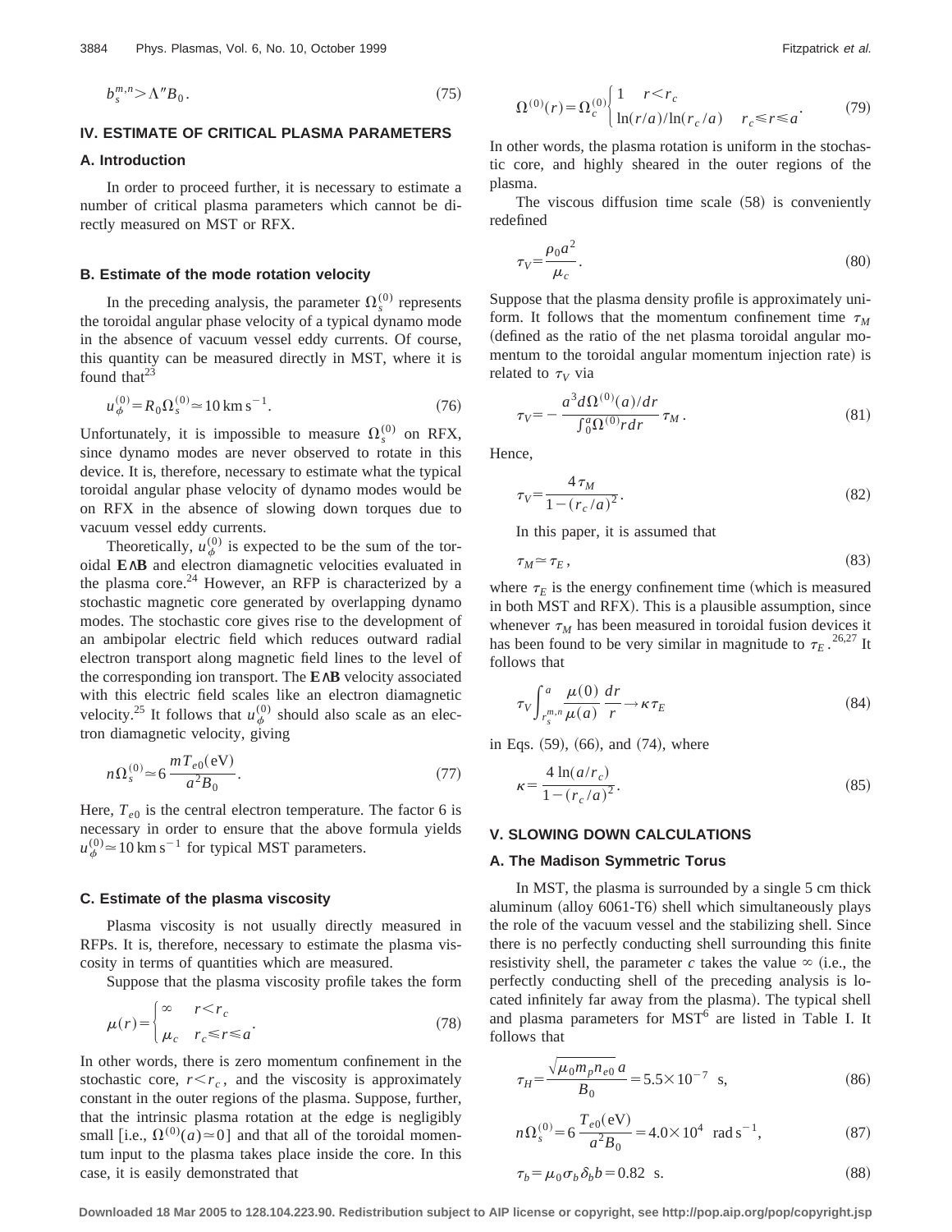$$b_s^{m,n} > \Lambda'' B_0. \tag{75}$$

## IV. ESTIMATE OF CRITICAL PLASMA PARAMETERS

### A. Introduction

In order to proceed further, it is necessary to estimate a number of critical plasma parameters which cannot be directly measured on MST or RFX.

### B. Estimate of the mode rotation velocity

In the preceding analysis, the parameter $\Omega_s^{(0)}$ represents the toroidal angular phase velocity of a typical dynamo mode in the absence of vacuum vessel eddy currents. Of course, this quantity can be measured directly in MST, where it is found that[23]

$$u_\phi^{(0)} = R_0 \Omega_s^{(0)} \simeq 10\,\mathrm{km\,s^{-1}}. \tag{76}$$

Unfortunately, it is impossible to measure $\Omega_s^{(0)}$ on RFX, since dynamo modes are never observed to rotate in this device. It is, therefore, necessary to estimate what the typical toroidal angular phase velocity of dynamo modes would be on RFX in the absence of slowing down torques due to vacuum vessel eddy currents.

Theoretically, $u_\phi^{(0)}$ is expected to be the sum of the toroidal **E∧B** and electron diamagnetic velocities evaluated in the plasma core.[24] However, an RFP is characterized by a stochastic magnetic core generated by overlapping dynamo modes. The stochastic core gives rise to the development of an ambipolar electric field which reduces outward radial electron transport along magnetic field lines to the level of the corresponding ion transport. The **E∧B** velocity associated with this electric field scales like an electron diamagnetic velocity.[25] It follows that $u_\phi^{(0)}$ should also scale as an electron diamagnetic velocity, giving

$$n\Omega_s^{(0)} \simeq 6\,\frac{m T_{e0}(\mathrm{eV})}{a^2 B_0}. \tag{77}$$

Here, $T_{e0}$ is the central electron temperature. The factor 6 is necessary in order to ensure that the above formula yields $u_\phi^{(0)} \simeq 10\,\mathrm{km\,s^{-1}}$ for typical MST parameters.

### C. Estimate of the plasma viscosity

Plasma viscosity is not usually directly measured in RFPs. It is, therefore, necessary to estimate the plasma viscosity in terms of quantities which are measured.

Suppose that the plasma viscosity profile takes the form

$$\mu(r) = \begin{cases} \infty & r < r_c \\ \mu_c & r_c \leqslant r \leqslant a \end{cases}. \tag{78}$$

In other words, there is zero momentum confinement in the stochastic core, $r < r_c$, and the viscosity is approximately constant in the outer regions of the plasma. Suppose, further, that the intrinsic plasma rotation at the edge is negligibly small [i.e., $\Omega^{(0)}(a) \simeq 0$] and that all of the toroidal momentum input to the plasma takes place inside the core. In this case, it is easily demonstrated that

$$\Omega^{(0)}(r) = \Omega_c^{(0)} \begin{cases} 1 & r < r_c \\ \ln(r/a)/\ln(r_c/a) & r_c \leqslant r \leqslant a \end{cases}. \tag{79}$$

In other words, the plasma rotation is uniform in the stochastic core, and highly sheared in the outer regions of the plasma.

The viscous diffusion time scale (58) is conveniently redefined

$$\tau_V = \frac{\rho_0 a^2}{\mu_c}. \tag{80}$$

Suppose that the plasma density profile is approximately uniform. It follows that the momentum confinement time $\tau_M$ (defined as the ratio of the net plasma toroidal angular momentum to the toroidal angular momentum injection rate) is related to $\tau_V$ via

$$\tau_V = -\frac{a^3 d\Omega^{(0)}(a)/dr}{\int_0^a \Omega^{(0)} r\,dr}\,\tau_M. \tag{81}$$

Hence,

$$\tau_V = \frac{4\tau_M}{1-(r_c/a)^2}. \tag{82}$$

In this paper, it is assumed that

$$\tau_M \simeq \tau_E, \tag{83}$$

where $\tau_E$ is the energy confinement time (which is measured in both MST and RFX). This is a plausible assumption, since whenever $\tau_M$ has been measured in toroidal fusion devices it has been found to be very similar in magnitude to $\tau_E$.[26,27] It follows that

$$\tau_V \int_{r_s^{m,n}}^a \frac{\mu(0)}{\mu(a)}\,\frac{dr}{r} \to \kappa\,\tau_E \tag{84}$$

in Eqs. (59), (66), and (74), where

$$\kappa = \frac{4\ln(a/r_c)}{1-(r_c/a)^2}. \tag{85}$$

## V. SLOWING DOWN CALCULATIONS

### A. The Madison Symmetric Torus

In MST, the plasma is surrounded by a single 5 cm thick aluminum (alloy 6061-T6) shell which simultaneously plays the role of the vacuum vessel and the stabilizing shell. Since there is no perfectly conducting shell surrounding this finite resistivity shell, the parameter $c$ takes the value $\infty$ (i.e., the perfectly conducting shell of the preceding analysis is located infinitely far away from the plasma). The typical shell and plasma parameters for MST[6] are listed in Table I. It follows that

$$\tau_H = \frac{\sqrt{\mu_0 m_p n_{e0}}\,a}{B_0} = 5.5\times 10^{-7}\ \ \mathrm{s}, \tag{86}$$

$$n\Omega_s^{(0)} = 6\,\frac{T_{e0}(\mathrm{eV})}{a^2 B_0} = 4.0\times 10^4\ \ \mathrm{rad\,s^{-1}}, \tag{87}$$

$$\tau_b = \mu_0 \sigma_b \delta_b b = 0.82\ \ \mathrm{s}. \tag{88}$$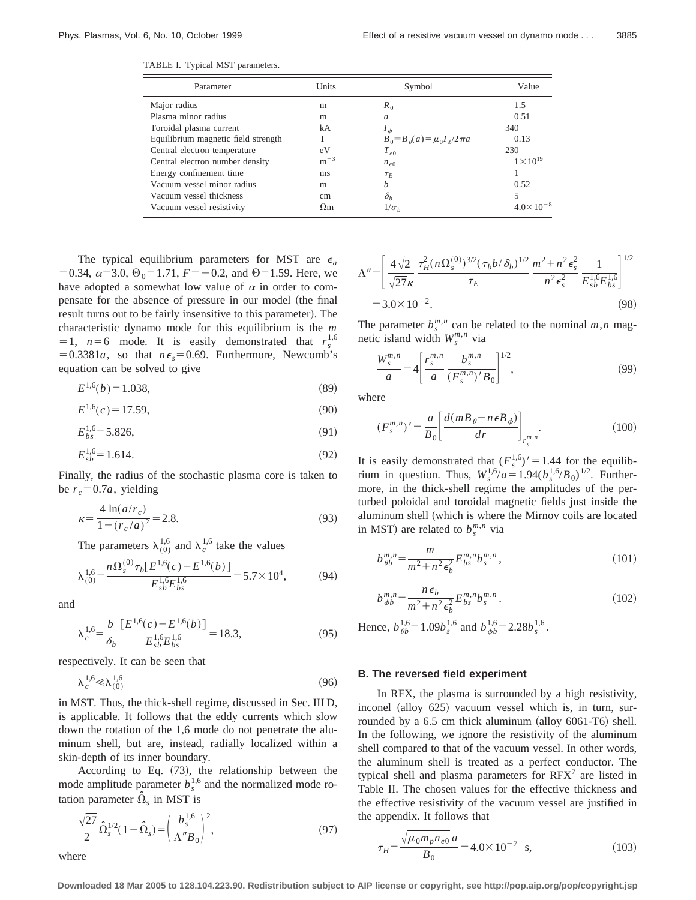TABLE I. Typical MST parameters.

| Parameter | Units | Symbol | Value |
| --- | --- | --- | --- |
| Major radius | m | $R_0$ | 1.5 |
| Plasma minor radius | m | $a$ | 0.51 |
| Toroidal plasma current | kA | $I_\phi$ | 340 |
| Equilibrium magnetic field strength | T | $B_0 \equiv B_\theta(a) = \mu_0 I_\phi / 2\pi a$ | 0.13 |
| Central electron temperature | eV | $T_{e0}$ | 230 |
| Central electron number density | $\mathrm{m}^{-3}$ | $n_{e0}$ | $1\times10^{19}$ |
| Energy confinement time | ms | $\tau_E$ | 1 |
| Vacuum vessel minor radius | m | $b$ | 0.52 |
| Vacuum vessel thickness | cm | $\delta_b$ | 5 |
| Vacuum vessel resistivity | $\Omega$m | $1/\sigma_b$ | $4.0\times10^{-8}$ |

The typical equilibrium parameters for MST are $\epsilon_a = 0.34$, $\alpha = 3.0$, $\Theta_0 = 1.71$, $F = -0.2$, and $\Theta = 1.59$. Here, we have adopted a somewhat low value of $\alpha$ in order to compensate for the absence of pressure in our model (the final result turns out to be fairly insensitive to this parameter). The characteristic dynamo mode for this equilibrium is the $m = 1$, $n = 6$ mode. It is easily demonstrated that $r_s^{1,6} = 0.3381a$, so that $n\epsilon_s = 0.69$. Furthermore, Newcomb's equation can be solved to give

$$E^{1,6}(b) = 1.038, \tag{89}$$

$$E^{1,6}(c) = 17.59, \tag{90}$$

$$E_{bs}^{1,6} = 5.826, \tag{91}$$

$$E_{sb}^{1,6} = 1.614. \tag{92}$$

Finally, the radius of the stochastic plasma core is taken to be $r_c = 0.7a$, yielding

$$\kappa = \frac{4\ln(a/r_c)}{1-(r_c/a)^2} = 2.8. \tag{93}$$

The parameters $\lambda_{(0)}^{1,6}$ and $\lambda_c^{1,6}$ take the values

$$\lambda_{(0)}^{1,6} = \frac{n\Omega_s^{(0)}\tau_b[E^{1,6}(c) - E^{1,6}(b)]}{E_{sb}^{1,6}E_{bs}^{1,6}} = 5.7\times10^4, \tag{94}$$

and

$$\lambda_c^{1,6} = \frac{b}{\delta_b}\frac{[E^{1,6}(c) - E^{1,6}(b)]}{E_{sb}^{1,6}E_{bs}^{1,6}} = 18.3, \tag{95}$$

respectively. It can be seen that

$$\lambda_c^{1,6} \ll \lambda_{(0)}^{1,6} \tag{96}$$

in MST. Thus, the thick-shell regime, discussed in Sec. III D, is applicable. It follows that the eddy currents which slow down the rotation of the 1,6 mode do not penetrate the aluminum shell, but are, instead, radially localized within a skin-depth of its inner boundary.

According to Eq. (73), the relationship between the mode amplitude parameter $b_s^{1,6}$ and the normalized mode rotation parameter $\hat{\Omega}_s$ in MST is

$$\frac{\sqrt{27}}{2}\hat{\Omega}_s^{1/2}(1-\hat{\Omega}_s) = \left(\frac{b_s^{1,6}}{\Lambda'' B_0}\right)^2, \tag{97}$$

where

$$\Lambda'' = \left[\frac{4\sqrt{2}}{\sqrt{27}\kappa}\frac{\tau_H^2(n\Omega_s^{(0)})^{3/2}(\tau_b b/\delta_b)^{1/2}}{\tau_E}\frac{m^2+n^2\epsilon_s^2}{n^2\epsilon_s^2}\frac{1}{E_{sb}^{1,6}E_{bs}^{1,6}}\right]^{1/2}$$
$$= 3.0\times10^{-2}. \tag{98}$$

The parameter $b_s^{m,n}$ can be related to the nominal $m,n$ magnetic island width $W_s^{m,n}$ via

$$\frac{W_s^{m,n}}{a} = 4\left[\frac{r_s^{m,n}}{a}\frac{b_s^{m,n}}{(F_s^{m,n})' B_0}\right]^{1/2}, \tag{99}$$

where

$$(F_s^{m,n})' = \frac{a}{B_0}\left[\frac{d(mB_\theta - n\epsilon B_\phi)}{dr}\right]_{r_s^{m,n}}. \tag{100}$$

It is easily demonstrated that $(F_s^{1,6})' = 1.44$ for the equilibrium in question. Thus, $W_s^{1,6}/a = 1.94(b_s^{1,6}/B_0)^{1/2}$. Furthermore, in the thick-shell regime the amplitudes of the perturbed poloidal and toroidal magnetic fields just inside the aluminum shell (which is where the Mirnov coils are located in MST) are related to $b_s^{m,n}$ via

$$b_{\theta b}^{m,n} = \frac{m}{m^2+n^2\epsilon_b^2}E_{bs}^{m,n}b_s^{m,n}, \tag{101}$$

$$b_{\phi b}^{m,n} = \frac{n\epsilon_b}{m^2+n^2\epsilon_b^2}E_{bs}^{m,n}b_s^{m,n}. \tag{102}$$

Hence, $b_{\theta b}^{1,6} = 1.09 b_s^{1,6}$ and $b_{\phi b}^{1,6} = 2.28 b_s^{1,6}$.

### B. The reversed field experiment

In RFX, the plasma is surrounded by a high resistivity, inconel (alloy 625) vacuum vessel which is, in turn, surrounded by a 6.5 cm thick aluminum (alloy 6061-T6) shell. In the following, we ignore the resistivity of the aluminum shell compared to that of the vacuum vessel. In other words, the aluminum shell is treated as a perfect conductor. The typical shell and plasma parameters for RFX[7] are listed in Table II. The chosen values for the effective thickness and the effective resistivity of the vacuum vessel are justified in the appendix. It follows that

$$\tau_H = \frac{\sqrt{\mu_0 m_p n_{e0}}\,a}{B_0} = 4.0\times10^{-7}\ \mathrm{s}, \tag{103}$$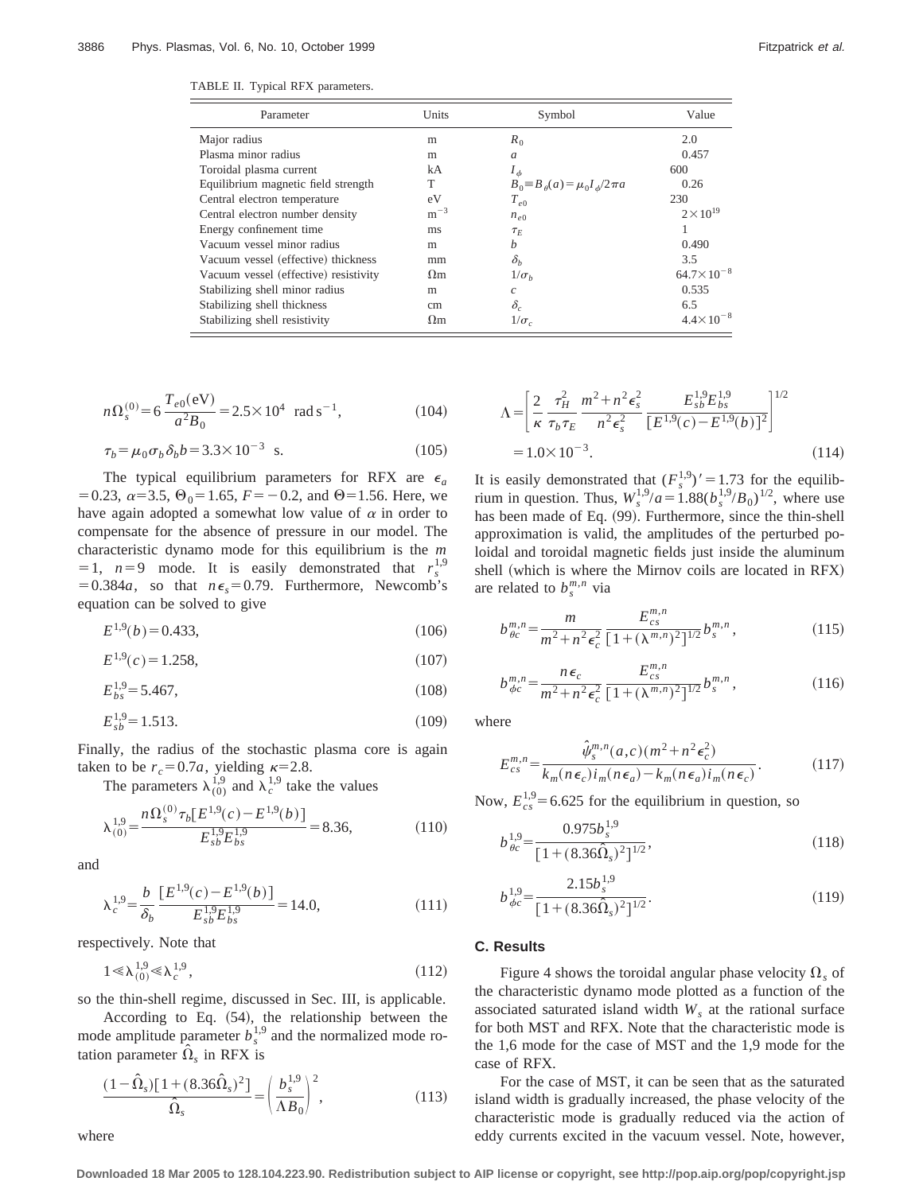TABLE II. Typical RFX parameters.

| Parameter | Units | Symbol | Value |
|---|---|---|---|
| Major radius | m | $R_0$ | 2.0 |
| Plasma minor radius | m | $a$ | 0.457 |
| Toroidal plasma current | kA | $I_\phi$ | 600 |
| Equilibrium magnetic field strength | T | $B_0 \equiv B_\theta(a) = \mu_0 I_\phi / 2\pi a$ | 0.26 |
| Central electron temperature | eV | $T_{e0}$ | 230 |
| Central electron number density | $\mathrm{m}^{-3}$ | $n_{e0}$ | $2\times 10^{19}$ |
| Energy confinement time | ms | $\tau_E$ | 1 |
| Vacuum vessel minor radius | m | $b$ | 0.490 |
| Vacuum vessel (effective) thickness | mm | $\delta_b$ | 3.5 |
| Vacuum vessel (effective) resistivity | $\Omega$m | $1/\sigma_b$ | $64.7\times 10^{-8}$ |
| Stabilizing shell minor radius | m | $c$ | 0.535 |
| Stabilizing shell thickness | cm | $\delta_c$ | 6.5 |
| Stabilizing shell resistivity | $\Omega$m | $1/\sigma_c$ | $4.4\times 10^{-8}$ |

$$n\Omega_s^{(0)} = 6\,\frac{T_{e0}(\mathrm{eV})}{a^2 B_0} = 2.5\times 10^4 \ \ \mathrm{rad\,s^{-1}}, \tag{104}$$

$$\tau_b = \mu_0 \sigma_b \delta_b b = 3.3\times 10^{-3} \ \ \mathrm{s}. \tag{105}$$

The typical equilibrium parameters for RFX are $\epsilon_a = 0.23$, $\alpha = 3.5$, $\Theta_0 = 1.65$, $F = -0.2$, and $\Theta = 1.56$. Here, we have again adopted a somewhat low value of $\alpha$ in order to compensate for the absence of pressure in our model. The characteristic dynamo mode for this equilibrium is the $m = 1$, $n = 9$ mode. It is easily demonstrated that $r_s^{1,9} = 0.384a$, so that $n\epsilon_s = 0.79$. Furthermore, Newcomb's equation can be solved to give

$$E^{1,9}(b) = 0.433, \tag{106}$$

$$E^{1,9}(c) = 1.258, \tag{107}$$

$$E_{bs}^{1,9} = 5.467, \tag{108}$$

$$E_{sb}^{1,9} = 1.513. \tag{109}$$

Finally, the radius of the stochastic plasma core is again taken to be $r_c = 0.7a$, yielding $\kappa = 2.8$.

The parameters $\lambda_{(0)}^{1,9}$ and $\lambda_c^{1,9}$ take the values

$$\lambda_{(0)}^{1,9} = \frac{n\Omega_s^{(0)}\tau_b [E^{1,9}(c) - E^{1,9}(b)]}{E_{sb}^{1,9} E_{bs}^{1,9}} = 8.36, \tag{110}$$

and

$$\lambda_c^{1,9} = \frac{b}{\delta_b}\,\frac{[E^{1,9}(c) - E^{1,9}(b)]}{E_{sb}^{1,9} E_{bs}^{1,9}} = 14.0, \tag{111}$$

respectively. Note that

$$1 \ll \lambda_{(0)}^{1,9} \ll \lambda_c^{1,9}, \tag{112}$$

so the thin-shell regime, discussed in Sec. III, is applicable.

According to Eq. (54), the relationship between the mode amplitude parameter $b_s^{1,9}$ and the normalized mode rotation parameter $\hat{\Omega}_s$ in RFX is

$$\frac{(1-\hat{\Omega}_s)[1 + (8.36\hat{\Omega}_s)^2]}{\hat{\Omega}_s} = \left(\frac{b_s^{1,9}}{\Lambda B_0}\right)^2, \tag{113}$$

where

$$\Lambda = \left[\frac{2}{\kappa}\,\frac{\tau_H^2}{\tau_b \tau_E}\,\frac{m^2 + n^2\epsilon_s^2}{n^2\epsilon_s^2}\,\frac{E_{sb}^{1,9} E_{bs}^{1,9}}{[E^{1,9}(c) - E^{1,9}(b)]^2}\right]^{1/2}$$
$$= 1.0\times 10^{-3}. \tag{114}$$

It is easily demonstrated that $(F_s^{1,9})' = 1.73$ for the equilibrium in question. Thus, $W_s^{1,9}/a = 1.88(b_s^{1,9}/B_0)^{1/2}$, where use has been made of Eq. (99). Furthermore, since the thin-shell approximation is valid, the amplitudes of the perturbed poloidal and toroidal magnetic fields just inside the aluminum shell (which is where the Mirnov coils are located in RFX) are related to $b_s^{m,n}$ via

$$b_{\theta c}^{m,n} = \frac{m}{m^2 + n^2\epsilon_c^2}\,\frac{E_{cs}^{m,n}}{[1 + (\lambda^{m,n})^2]^{1/2}}\,b_s^{m,n}, \tag{115}$$

$$b_{\phi c}^{m,n} = \frac{n\epsilon_c}{m^2 + n^2\epsilon_c^2}\,\frac{E_{cs}^{m,n}}{[1 + (\lambda^{m,n})^2]^{1/2}}\,b_s^{m,n}, \tag{116}$$

where

$$E_{cs}^{m,n} = \frac{\hat{\psi}_s^{m,n}(a,c)(m^2 + n^2\epsilon_c^2)}{k_m(n\epsilon_c)i_m(n\epsilon_a) - k_m(n\epsilon_a)i_m(n\epsilon_c)}. \tag{117}$$

Now, $E_{cs}^{1,9} = 6.625$ for the equilibrium in question, so

$$b_{\theta c}^{1,9} = \frac{0.975 b_s^{1,9}}{[1 + (8.36\hat{\Omega}_s)^2]^{1/2}}, \tag{118}$$

$$b_{\phi c}^{1,9} = \frac{2.15 b_s^{1,9}}{[1 + (8.36\hat{\Omega}_s)^2]^{1/2}}. \tag{119}$$

### C. Results

Figure 4 shows the toroidal angular phase velocity $\Omega_s$ of the characteristic dynamo mode plotted as a function of the associated saturated island width $W_s$ at the rational surface for both MST and RFX. Note that the characteristic mode is the 1,6 mode for the case of MST and the 1,9 mode for the case of RFX.

For the case of MST, it can be seen that as the saturated island width is gradually increased, the phase velocity of the characteristic mode is gradually reduced via the action of eddy currents excited in the vacuum vessel. Note, however,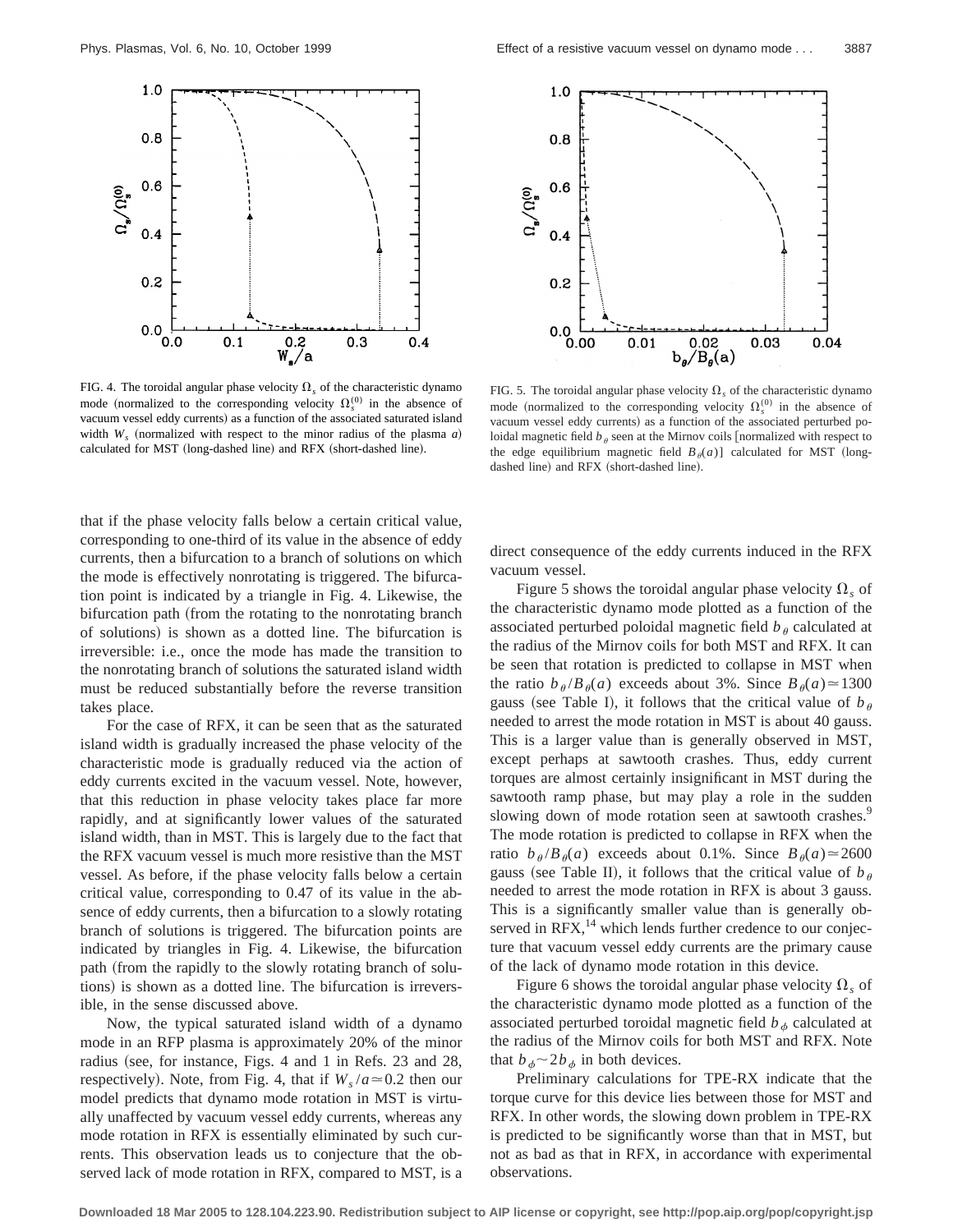FIG. 4. The toroidal angular phase velocity $\Omega_s$ of the characteristic dynamo mode (normalized to the corresponding velocity $\Omega_s^{(0)}$ in the absence of vacuum vessel eddy currents) as a function of the associated saturated island width $W_s$ (normalized with respect to the minor radius of the plasma $a$) calculated for MST (long-dashed line) and RFX (short-dashed line).

FIG. 5. The toroidal angular phase velocity $\Omega_s$ of the characteristic dynamo mode (normalized to the corresponding velocity $\Omega_s^{(0)}$ in the absence of vacuum vessel eddy currents) as a function of the associated perturbed poloidal magnetic field $b_\theta$ seen at the Mirnov coils [normalized with respect to the edge equilibrium magnetic field $B_\theta(a)$] calculated for MST (long-dashed line) and RFX (short-dashed line).

that if the phase velocity falls below a certain critical value, corresponding to one-third of its value in the absence of eddy currents, then a bifurcation to a branch of solutions on which the mode is effectively nonrotating is triggered. The bifurcation point is indicated by a triangle in Fig. 4. Likewise, the bifurcation path (from the rotating to the nonrotating branch of solutions) is shown as a dotted line. The bifurcation is irreversible: i.e., once the mode has made the transition to the nonrotating branch of solutions the saturated island width must be reduced substantially before the reverse transition takes place.

For the case of RFX, it can be seen that as the saturated island width is gradually increased the phase velocity of the characteristic mode is gradually reduced via the action of eddy currents excited in the vacuum vessel. Note, however, that this reduction in phase velocity takes place far more rapidly, and at significantly lower values of the saturated island width, than in MST. This is largely due to the fact that the RFX vacuum vessel is much more resistive than the MST vessel. As before, if the phase velocity falls below a certain critical value, corresponding to 0.47 of its value in the absence of eddy currents, then a bifurcation to a slowly rotating branch of solutions is triggered. The bifurcation points are indicated by triangles in Fig. 4. Likewise, the bifurcation path (from the rapidly to the slowly rotating branch of solutions) is shown as a dotted line. The bifurcation is irreversible, in the sense discussed above.

Now, the typical saturated island width of a dynamo mode in an RFP plasma is approximately 20% of the minor radius (see, for instance, Figs. 4 and 1 in Refs. 23 and 28, respectively). Note, from Fig. 4, that if $W_s/a \simeq 0.2$ then our model predicts that dynamo mode rotation in MST is virtually unaffected by vacuum vessel eddy currents, whereas any mode rotation in RFX is essentially eliminated by such currents. This observation leads us to conjecture that the observed lack of mode rotation in RFX, compared to MST, is a direct consequence of the eddy currents induced in the RFX vacuum vessel.

Figure 5 shows the toroidal angular phase velocity $\Omega_s$ of the characteristic dynamo mode plotted as a function of the associated perturbed poloidal magnetic field $b_\theta$ calculated at the radius of the Mirnov coils for both MST and RFX. It can be seen that rotation is predicted to collapse in MST when the ratio $b_\theta/B_\theta(a)$ exceeds about 3%. Since $B_\theta(a) \simeq 1300$ gauss (see Table I), it follows that the critical value of $b_\theta$ needed to arrest the mode rotation in MST is about 40 gauss. This is a larger value than is generally observed in MST, except perhaps at sawtooth crashes. Thus, eddy current torques are almost certainly insignificant in MST during the sawtooth ramp phase, but may play a role in the sudden slowing down of mode rotation seen at sawtooth crashes.[9] The mode rotation is predicted to collapse in RFX when the ratio $b_\theta/B_\theta(a)$ exceeds about 0.1%. Since $B_\theta(a) \simeq 2600$ gauss (see Table II), it follows that the critical value of $b_\theta$ needed to arrest the mode rotation in RFX is about 3 gauss. This is a significantly smaller value than is generally observed in RFX,[14] which lends further credence to our conjecture that vacuum vessel eddy currents are the primary cause of the lack of dynamo mode rotation in this device.

Figure 6 shows the toroidal angular phase velocity $\Omega_s$ of the characteristic dynamo mode plotted as a function of the associated perturbed toroidal magnetic field $b_\phi$ calculated at the radius of the Mirnov coils for both MST and RFX. Note that $b_\phi \sim 2 b_\phi$ in both devices.

Preliminary calculations for TPE-RX indicate that the torque curve for this device lies between those for MST and RFX. In other words, the slowing down problem in TPE-RX is predicted to be significantly worse than that in MST, but not as bad as that in RFX, in accordance with experimental observations.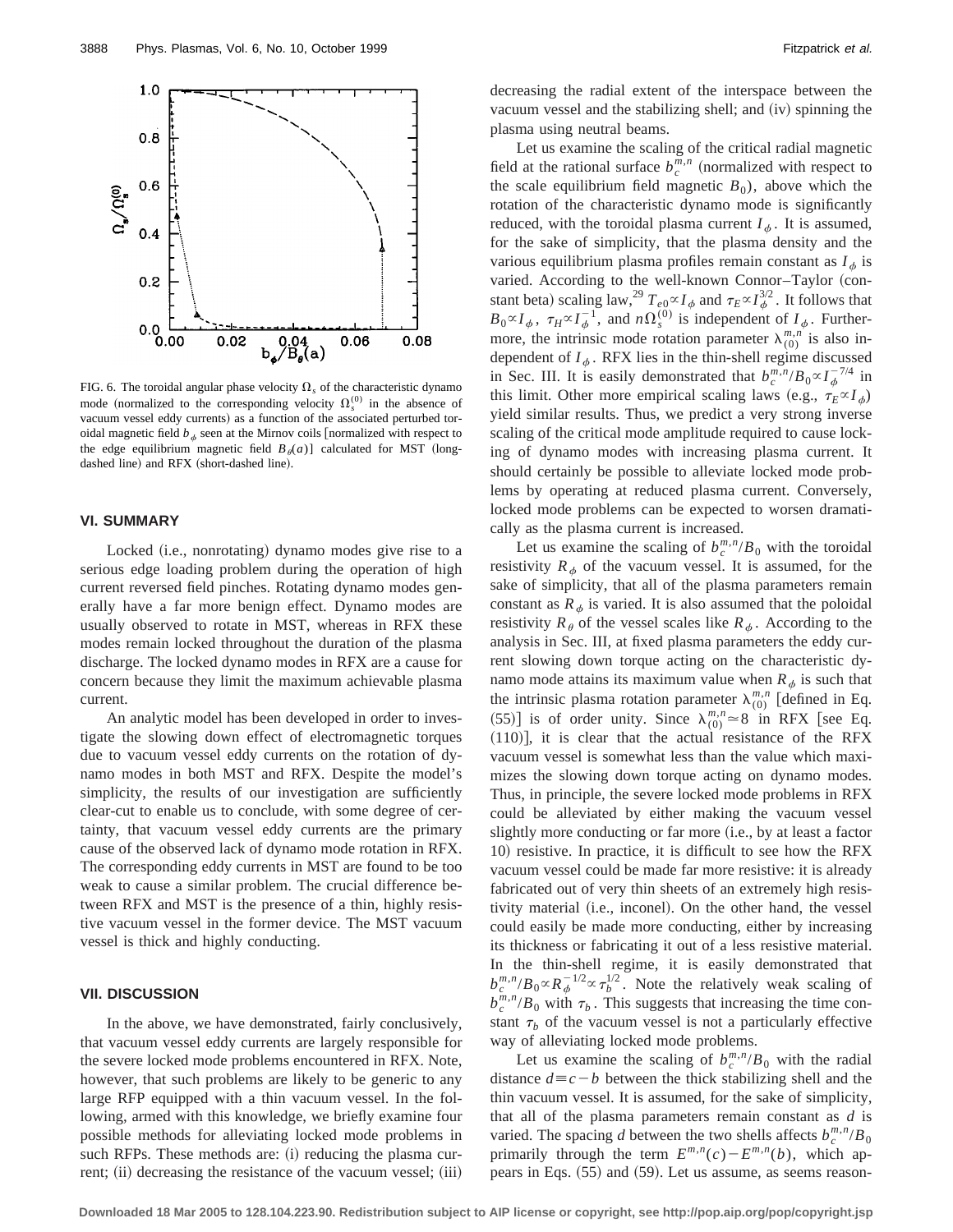FIG. 6. The toroidal angular phase velocity $\Omega_s$ of the characteristic dynamo mode (normalized to the corresponding velocity $\Omega_s^{(0)}$ in the absence of vacuum vessel eddy currents) as a function of the associated perturbed toroidal magnetic field $b_\phi$ seen at the Mirnov coils [normalized with respect to the edge equilibrium magnetic field $B_\theta(a)$] calculated for MST (long-dashed line) and RFX (short-dashed line).

## VI. SUMMARY

Locked (i.e., nonrotating) dynamo modes give rise to a serious edge loading problem during the operation of high current reversed field pinches. Rotating dynamo modes generally have a far more benign effect. Dynamo modes are usually observed to rotate in MST, whereas in RFX these modes remain locked throughout the duration of the plasma discharge. The locked dynamo modes in RFX are a cause for concern because they limit the maximum achievable plasma current.

An analytic model has been developed in order to investigate the slowing down effect of electromagnetic torques due to vacuum vessel eddy currents on the rotation of dynamo modes in both MST and RFX. Despite the model's simplicity, the results of our investigation are sufficiently clear-cut to enable us to conclude, with some degree of certainty, that vacuum vessel eddy currents are the primary cause of the observed lack of dynamo mode rotation in RFX. The corresponding eddy currents in MST are found to be too weak to cause a similar problem. The crucial difference between RFX and MST is the presence of a thin, highly resistive vacuum vessel in the former device. The MST vacuum vessel is thick and highly conducting.

## VII. DISCUSSION

In the above, we have demonstrated, fairly conclusively, that vacuum vessel eddy currents are largely responsible for the severe locked mode problems encountered in RFX. Note, however, that such problems are likely to be generic to any large RFP equipped with a thin vacuum vessel. In the following, armed with this knowledge, we briefly examine four possible methods for alleviating locked mode problems in such RFPs. These methods are: (i) reducing the plasma current; (ii) decreasing the resistance of the vacuum vessel; (iii) decreasing the radial extent of the interspace between the vacuum vessel and the stabilizing shell; and (iv) spinning the plasma using neutral beams.

Let us examine the scaling of the critical radial magnetic field at the rational surface $b_c^{m,n}$ (normalized with respect to the scale equilibrium field magnetic $B_0$), above which the rotation of the characteristic dynamo mode is significantly reduced, with the toroidal plasma current $I_\phi$. It is assumed, for the sake of simplicity, that the plasma density and the various equilibrium plasma profiles remain constant as $I_\phi$ is varied. According to the well-known Connor–Taylor (constant beta) scaling law,[29] $T_{e0} \propto I_\phi$ and $\tau_E \propto I_\phi^{3/2}$. It follows that $B_0 \propto I_\phi$, $\tau_H \propto I_\phi^{-1}$, and $n\Omega_s^{(0)}$ is independent of $I_\phi$. Furthermore, the intrinsic mode rotation parameter $\lambda_{(0)}^{m,n}$ is also independent of $I_\phi$. RFX lies in the thin-shell regime discussed in Sec. III. It is easily demonstrated that $b_c^{m,n}/B_0 \propto I_\phi^{-7/4}$ in this limit. Other more empirical scaling laws (e.g., $\tau_E \propto I_\phi$) yield similar results. Thus, we predict a very strong inverse scaling of the critical mode amplitude required to cause locking of dynamo modes with increasing plasma current. It should certainly be possible to alleviate locked mode problems by operating at reduced plasma current. Conversely, locked mode problems can be expected to worsen dramatically as the plasma current is increased.

Let us examine the scaling of $b_c^{m,n}/B_0$ with the toroidal resistivity $R_\phi$ of the vacuum vessel. It is assumed, for the sake of simplicity, that all of the plasma parameters remain constant as $R_\phi$ is varied. It is also assumed that the poloidal resistivity $R_\theta$ of the vessel scales like $R_\phi$. According to the analysis in Sec. III, at fixed plasma parameters the eddy current slowing down torque acting on the characteristic dynamo mode attains its maximum value when $R_\phi$ is such that the intrinsic plasma rotation parameter $\lambda_{(0)}^{m,n}$ [defined in Eq. (55)] is of order unity. Since $\lambda_{(0)}^{m,n} \simeq 8$ in RFX [see Eq. (110)], it is clear that the actual resistance of the RFX vacuum vessel is somewhat less than the value which maximizes the slowing down torque acting on dynamo modes. Thus, in principle, the severe locked mode problems in RFX could be alleviated by either making the vacuum vessel slightly more conducting or far more (i.e., by at least a factor 10) resistive. In practice, it is difficult to see how the RFX vacuum vessel could be made far more resistive: it is already fabricated out of very thin sheets of an extremely high resistivity material (i.e., inconel). On the other hand, the vessel could easily be made more conducting, either by increasing its thickness or fabricating it out of a less resistive material. In the thin-shell regime, it is easily demonstrated that $b_c^{m,n}/B_0 \propto R_\phi^{-1/2} \propto \tau_b^{1/2}$. Note the relatively weak scaling of $b_c^{m,n}/B_0$ with $\tau_b$. This suggests that increasing the time constant $\tau_b$ of the vacuum vessel is not a particularly effective way of alleviating locked mode problems.

Let us examine the scaling of $b_c^{m,n}/B_0$ with the radial distance $d \equiv c - b$ between the thick stabilizing shell and the thin vacuum vessel. It is assumed, for the sake of simplicity, that all of the plasma parameters remain constant as $d$ is varied. The spacing $d$ between the two shells affects $b_c^{m,n}/B_0$ primarily through the term $E^{m,n}(c) - E^{m,n}(b)$, which appears in Eqs. (55) and (59). Let us assume, as seems reason-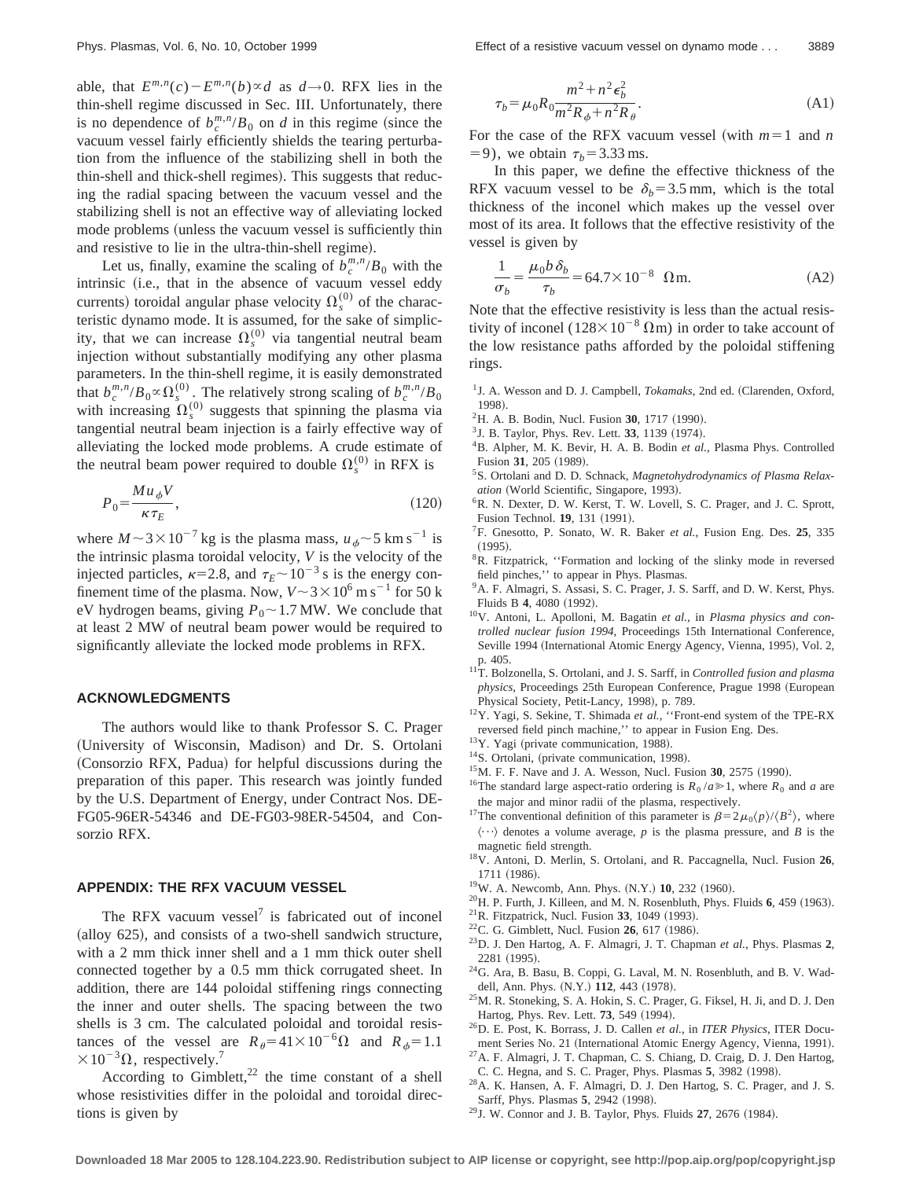able, that $E^{m,n}(c)-E^{m,n}(b)\propto d$ as $d\to 0$. RFX lies in the thin-shell regime discussed in Sec. III. Unfortunately, there is no dependence of $b_c^{m,n}/B_0$ on $d$ in this regime (since the vacuum vessel fairly efficiently shields the tearing perturbation from the influence of the stabilizing shell in both the thin-shell and thick-shell regimes). This suggests that reducing the radial spacing between the vacuum vessel and the stabilizing shell is not an effective way of alleviating locked mode problems (unless the vacuum vessel is sufficiently thin and resistive to lie in the ultra-thin-shell regime).

Let us, finally, examine the scaling of $b_c^{m,n}/B_0$ with the intrinsic (i.e., that in the absence of vacuum vessel eddy currents) toroidal angular phase velocity $\Omega_s^{(0)}$ of the characteristic dynamo mode. It is assumed, for the sake of simplicity, that we can increase $\Omega_s^{(0)}$ via tangential neutral beam injection without substantially modifying any other plasma parameters. In the thin-shell regime, it is easily demonstrated that $b_c^{m,n}/B_0\propto\Omega_s^{(0)}$. The relatively strong scaling of $b_c^{m,n}/B_0$ with increasing $\Omega_s^{(0)}$ suggests that spinning the plasma via tangential neutral beam injection is a fairly effective way of alleviating the locked mode problems. A crude estimate of the neutral beam power required to double $\Omega_s^{(0)}$ in RFX is

$$P_0=\frac{Mu_\phi V}{\kappa\tau_E},\tag{120}$$

where $M\sim 3\times 10^{-7}$ kg is the plasma mass, $u_\phi\sim 5$ km s$^{-1}$ is the intrinsic plasma toroidal velocity, $V$ is the velocity of the injected particles, $\kappa$=2.8, and $\tau_E\sim 10^{-3}$ s is the energy confinement time of the plasma. Now, $V\sim 3\times 10^6$ m s$^{-1}$ for 50 k eV hydrogen beams, giving $P_0\sim 1.7$ MW. We conclude that at least 2 MW of neutral beam power would be required to significantly alleviate the locked mode problems in RFX.

## ACKNOWLEDGMENTS

The authors would like to thank Professor S. C. Prager (University of Wisconsin, Madison) and Dr. S. Ortolani (Consorzio RFX, Padua) for helpful discussions during the preparation of this paper. This research was jointly funded by the U.S. Department of Energy, under Contract Nos. DE-FG05-96ER-54346 and DE-FG03-98ER-54504, and Consorzio RFX.

## APPENDIX: THE RFX VACUUM VESSEL

The RFX vacuum vessel[7] is fabricated out of inconel (alloy 625), and consists of a two-shell sandwich structure, with a 2 mm thick inner shell and a 1 mm thick outer shell connected together by a 0.5 mm thick corrugated sheet. In addition, there are 144 poloidal stiffening rings connecting the inner and outer shells. The spacing between the two shells is 3 cm. The calculated poloidal and toroidal resistances of the vessel are $R_\theta=41\times 10^{-6}\,\Omega$ and $R_\phi=1.1\times 10^{-3}\,\Omega$, respectively.[7]

According to Gimblett,[22] the time constant of a shell whose resistivities differ in the poloidal and toroidal directions is given by

$$\tau_b=\mu_0 R_0\frac{m^2+n^2\epsilon_b^2}{m^2R_\phi+n^2R_\theta}.\tag{A1}$$

For the case of the RFX vacuum vessel (with $m=1$ and $n=9$), we obtain $\tau_b=3.33$ ms.

In this paper, we define the effective thickness of the RFX vacuum vessel to be $\delta_b=3.5$ mm, which is the total thickness of the inconel which makes up the vessel over most of its area. It follows that the effective resistivity of the vessel is given by

$$\frac{1}{\sigma_b}=\frac{\mu_0 b\,\delta_b}{\tau_b}=64.7\times 10^{-8}\ \ \Omega\text{m}.\tag{A2}$$

Note that the effective resistivity is less than the actual resistivity of inconel ($128\times 10^{-8}\,\Omega$m) in order to take account of the low resistance paths afforded by the poloidal stiffening rings.

[1] J. A. Wesson and D. J. Campbell, *Tokamaks*, 2nd ed. (Clarenden, Oxford, 1998).
[2] H. A. B. Bodin, Nucl. Fusion **30**, 1717 (1990).
[3] J. B. Taylor, Phys. Rev. Lett. **33**, 1139 (1974).
[4] B. Alpher, M. K. Bevir, H. A. B. Bodin *et al.*, Plasma Phys. Controlled Fusion **31**, 205 (1989).
[5] S. Ortolani and D. D. Schnack, *Magnetohydrodynamics of Plasma Relaxation* (World Scientific, Singapore, 1993).
[6] R. N. Dexter, D. W. Kerst, T. W. Lovell, S. C. Prager, and J. C. Sprott, Fusion Technol. **19**, 131 (1991).
[7] F. Gnesotto, P. Sonato, W. R. Baker *et al.*, Fusion Eng. Des. **25**, 335 (1995).
[8] R. Fitzpatrick, ''Formation and locking of the slinky mode in reversed field pinches,'' to appear in Phys. Plasmas.
[9] A. F. Almagri, S. Assasi, S. C. Prager, J. S. Sarff, and D. W. Kerst, Phys. Fluids B **4**, 4080 (1992).
[10] V. Antoni, L. Apolloni, M. Bagatin *et al.*, in *Plasma physics and controlled nuclear fusion 1994*, Proceedings 15th International Conference, Seville 1994 (International Atomic Energy Agency, Vienna, 1995), Vol. 2, p. 405.
[11] T. Bolzonella, S. Ortolani, and J. S. Sarff, in *Controlled fusion and plasma physics*, Proceedings 25th European Conference, Prague 1998 (European Physical Society, Petit-Lancy, 1998), p. 789.
[12] Y. Yagi, S. Sekine, T. Shimada *et al.*, ''Front-end system of the TPE-RX reversed field pinch machine,'' to appear in Fusion Eng. Des.
[13] Y. Yagi (private communication, 1988).
[14] S. Ortolani, (private communication, 1998).
[15] M. F. F. Nave and J. A. Wesson, Nucl. Fusion **30**, 2575 (1990).
[16] The standard large aspect-ratio ordering is $R_0/a\gg 1$, where $R_0$ and $a$ are the major and minor radii of the plasma, respectively.
[17] The conventional definition of this parameter is $\beta=2\mu_0\langle p\rangle/\langle B^2\rangle$, where $\langle\cdots\rangle$ denotes a volume average, $p$ is the plasma pressure, and $B$ is the magnetic field strength.
[18] V. Antoni, D. Merlin, S. Ortolani, and R. Paccagnella, Nucl. Fusion **26**, 1711 (1986).
[19] W. A. Newcomb, Ann. Phys. (N.Y.) **10**, 232 (1960).
[20] H. P. Furth, J. Killeen, and M. N. Rosenbluth, Phys. Fluids **6**, 459 (1963).
[21] R. Fitzpatrick, Nucl. Fusion **33**, 1049 (1993).
[22] C. G. Gimblett, Nucl. Fusion **26**, 617 (1986).
[23] D. J. Den Hartog, A. F. Almagri, J. T. Chapman *et al.*, Phys. Plasmas **2**, 2281 (1995).
[24] G. Ara, B. Basu, B. Coppi, G. Laval, M. N. Rosenbluth, and B. V. Waddell, Ann. Phys. (N.Y.) **112**, 443 (1978).
[25] M. R. Stoneking, S. A. Hokin, S. C. Prager, G. Fiksel, H. Ji, and D. J. Den Hartog, Phys. Rev. Lett. **73**, 549 (1994).
[26] D. E. Post, K. Borrass, J. D. Callen *et al.*, in *ITER Physics*, ITER Document Series No. 21 (International Atomic Energy Agency, Vienna, 1991).
[27] A. F. Almagri, J. T. Chapman, C. S. Chiang, D. Craig, D. J. Den Hartog, C. C. Hegna, and S. C. Prager, Phys. Plasmas **5**, 3982 (1998).
[28] A. K. Hansen, A. F. Almagri, D. J. Den Hartog, S. C. Prager, and J. S. Sarff, Phys. Plasmas **5**, 2942 (1998).
[29] J. W. Connor and J. B. Taylor, Phys. Fluids **27**, 2676 (1984).